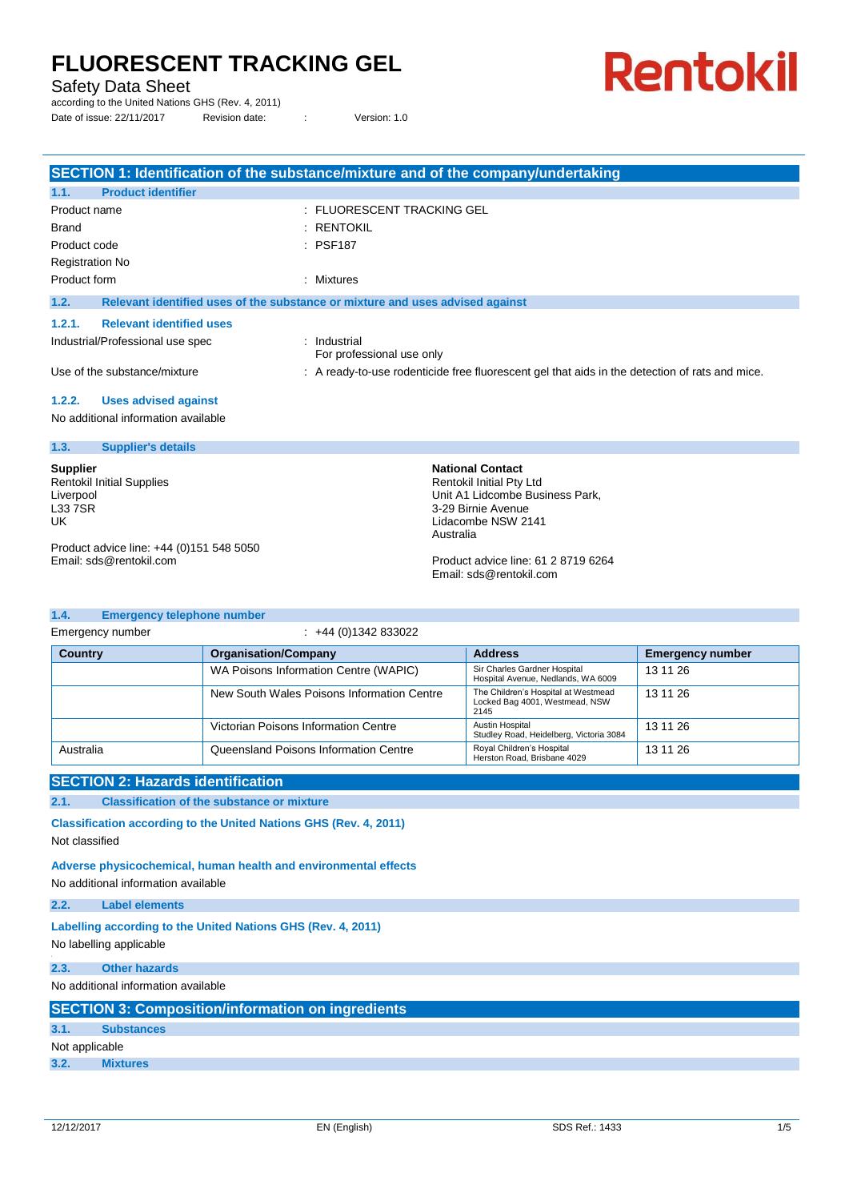# FLUORESCENT TRACKING GEL

Safety Data Sheet

according to the United Nations GHS (Rev. 4, 2011)

Date of issue: 22/11/2017 Revision date: : Version: 1.0

Rentokil

## SECTION 1: Identification of the substance/mixture and of the company/undertaking

### 1.1. Product identifier

| | |
|---|---|
| Product name | : FLUORESCENT TRACKING GEL |
| Brand | : RENTOKIL |
| Product code | : PSF187 |
| Registration No | |
| Product form | : Mixtures |

### 1.2. Relevant identified uses of the substance or mixture and uses advised against

#### 1.2.1. Relevant identified uses

| | |
|---|---|
| Industrial/Professional use spec | : Industrial<br>For professional use only |
| Use of the substance/mixture | : A ready-to-use rodenticide free fluorescent gel that aids in the detection of rats and mice. |

#### 1.2.2. Uses advised against

No additional information available

### 1.3. Supplier's details

**Supplier**
Rentokil Initial Supplies
Liverpool
L33 7SR
UK

Product advice line: +44 (0)151 548 5050
Email: sds@rentokil.com

**National Contact**
Rentokil Initial Pty Ltd
Unit A1 Lidcombe Business Park,
3-29 Birnie Avenue
Lidacombe NSW 2141
Australia

Product advice line: 61 2 8719 6264
Email: sds@rentokil.com

### 1.4. Emergency telephone number

Emergency number : +44 (0)1342 833022

| Country | Organisation/Company | Address | Emergency number |
|---|---|---|---|
| | WA Poisons Information Centre (WAPIC) | Sir Charles Gardner Hospital<br>Hospital Avenue, Nedlands, WA 6009 | 13 11 26 |
| | New South Wales Poisons Information Centre | The Children's Hospital at Westmead<br>Locked Bag 4001, Westmead, NSW 2145 | 13 11 26 |
| | Victorian Poisons Information Centre | Austin Hospital<br>Studley Road, Heidelberg, Victoria 3084 | 13 11 26 |
| Australia | Queensland Poisons Information Centre | Royal Children's Hospital<br>Herston Road, Brisbane 4029 | 13 11 26 |

## SECTION 2: Hazards identification

### 2.1. Classification of the substance or mixture

**Classification according to the United Nations GHS (Rev. 4, 2011)**

Not classified

**Adverse physicochemical, human health and environmental effects**

No additional information available

### 2.2. Label elements

**Labelling according to the United Nations GHS (Rev. 4, 2011)**

No labelling applicable

### 2.3. Other hazards

No additional information available

## SECTION 3: Composition/information on ingredients

### 3.1. Substances

Not applicable

### 3.2. Mixtures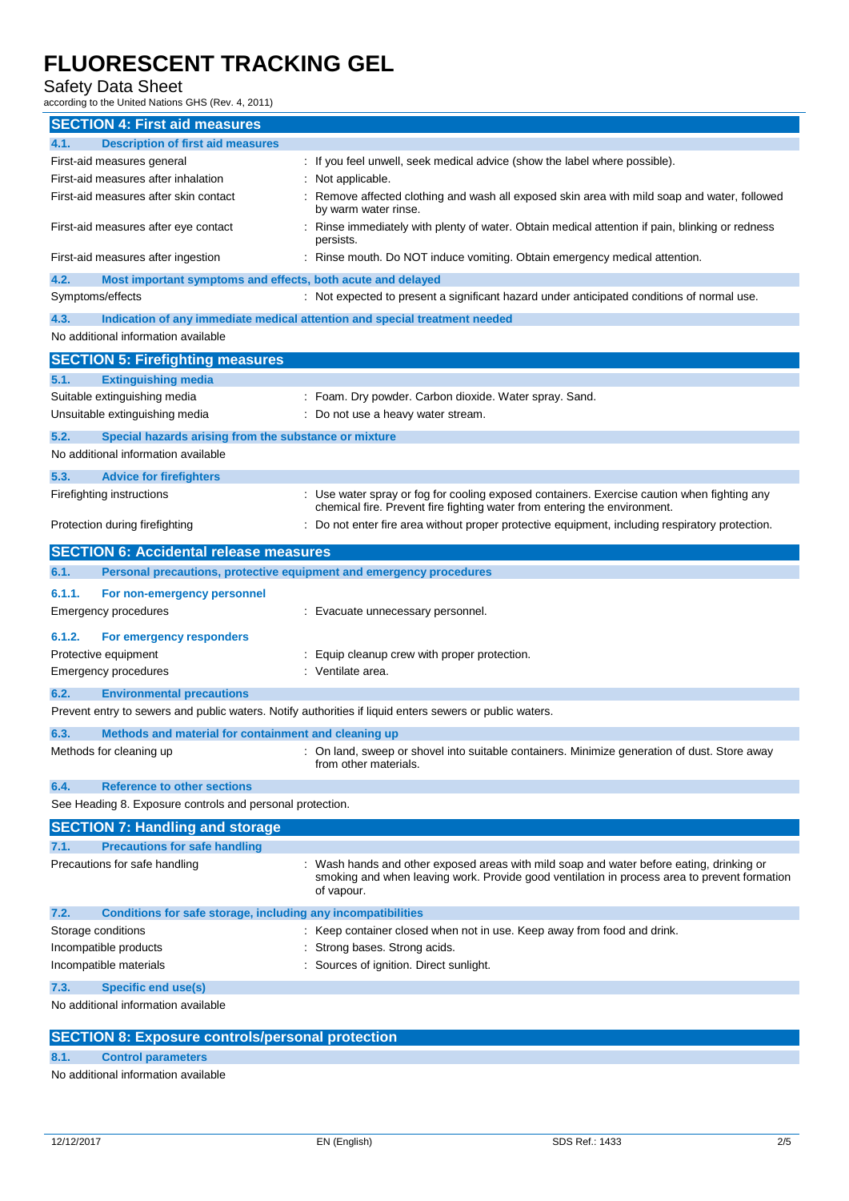## SECTION 4: First aid measures

### 4.1. Description of first aid measures

| | |
|---|---|
| First-aid measures general | : If you feel unwell, seek medical advice (show the label where possible). |
| First-aid measures after inhalation | : Not applicable. |
| First-aid measures after skin contact | : Remove affected clothing and wash all exposed skin area with mild soap and water, followed by warm water rinse. |
| First-aid measures after eye contact | : Rinse immediately with plenty of water. Obtain medical attention if pain, blinking or redness persists. |
| First-aid measures after ingestion | : Rinse mouth. Do NOT induce vomiting. Obtain emergency medical attention. |

### 4.2. Most important symptoms and effects, both acute and delayed

| | |
|---|---|
| Symptoms/effects | : Not expected to present a significant hazard under anticipated conditions of normal use. |

### 4.3. Indication of any immediate medical attention and special treatment needed

No additional information available

## SECTION 5: Firefighting measures

### 5.1. Extinguishing media

| | |
|---|---|
| Suitable extinguishing media | : Foam. Dry powder. Carbon dioxide. Water spray. Sand. |
| Unsuitable extinguishing media | : Do not use a heavy water stream. |

### 5.2. Special hazards arising from the substance or mixture

No additional information available

### 5.3. Advice for firefighters

| | |
|---|---|
| Firefighting instructions | : Use water spray or fog for cooling exposed containers. Exercise caution when fighting any chemical fire. Prevent fire fighting water from entering the environment. |
| Protection during firefighting | : Do not enter fire area without proper protective equipment, including respiratory protection. |

## SECTION 6: Accidental release measures

### 6.1. Personal precautions, protective equipment and emergency procedures

#### 6.1.1. For non-emergency personnel

| | |
|---|---|
| Emergency procedures | : Evacuate unnecessary personnel. |

#### 6.1.2. For emergency responders

| | |
|---|---|
| Protective equipment | : Equip cleanup crew with proper protection. |
| Emergency procedures | : Ventilate area. |

### 6.2. Environmental precautions

Prevent entry to sewers and public waters. Notify authorities if liquid enters sewers or public waters.

### 6.3. Methods and material for containment and cleaning up

| | |
|---|---|
| Methods for cleaning up | : On land, sweep or shovel into suitable containers. Minimize generation of dust. Store away from other materials. |

### 6.4. Reference to other sections

See Heading 8. Exposure controls and personal protection.

## SECTION 7: Handling and storage

### 7.1. Precautions for safe handling

| | |
|---|---|
| Precautions for safe handling | : Wash hands and other exposed areas with mild soap and water before eating, drinking or smoking and when leaving work. Provide good ventilation in process area to prevent formation of vapour. |

### 7.2. Conditions for safe storage, including any incompatibilities

| | |
|---|---|
| Storage conditions | : Keep container closed when not in use. Keep away from food and drink. |
| Incompatible products | : Strong bases. Strong acids. |
| Incompatible materials | : Sources of ignition. Direct sunlight. |

### 7.3. Specific end use(s)

No additional information available

## SECTION 8: Exposure controls/personal protection

### 8.1. Control parameters

No additional information available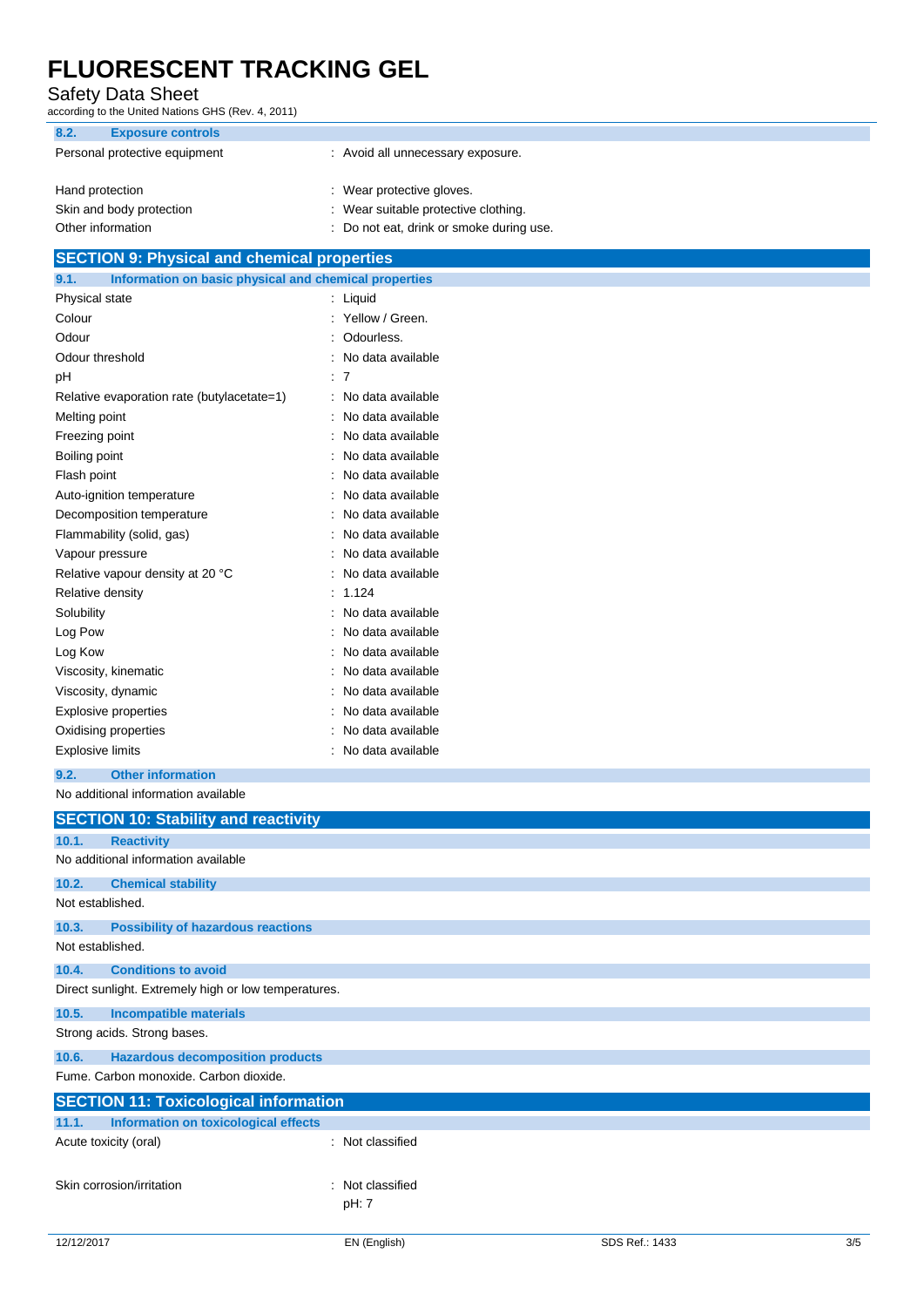### 8.2. Exposure controls

| | |
|---|---|
| Personal protective equipment | : Avoid all unnecessary exposure. |
| Hand protection | : Wear protective gloves. |
| Skin and body protection | : Wear suitable protective clothing. |
| Other information | : Do not eat, drink or smoke during use. |

## SECTION 9: Physical and chemical properties

### 9.1. Information on basic physical and chemical properties

| | |
|---|---|
| Physical state | : Liquid |
| Colour | : Yellow / Green. |
| Odour | : Odourless. |
| Odour threshold | : No data available |
| pH | : 7 |
| Relative evaporation rate (butylacetate=1) | : No data available |
| Melting point | : No data available |
| Freezing point | : No data available |
| Boiling point | : No data available |
| Flash point | : No data available |
| Auto-ignition temperature | : No data available |
| Decomposition temperature | : No data available |
| Flammability (solid, gas) | : No data available |
| Vapour pressure | : No data available |
| Relative vapour density at 20 °C | : No data available |
| Relative density | : 1.124 |
| Solubility | : No data available |
| Log Pow | : No data available |
| Log Kow | : No data available |
| Viscosity, kinematic | : No data available |
| Viscosity, dynamic | : No data available |
| Explosive properties | : No data available |
| Oxidising properties | : No data available |
| Explosive limits | : No data available |

### 9.2. Other information

No additional information available

## SECTION 10: Stability and reactivity

### 10.1. Reactivity

No additional information available

### 10.2. Chemical stability

Not established.

### 10.3. Possibility of hazardous reactions

Not established.

### 10.4. Conditions to avoid

Direct sunlight. Extremely high or low temperatures.

### 10.5. Incompatible materials

Strong acids. Strong bases.

### 10.6. Hazardous decomposition products

Fume. Carbon monoxide. Carbon dioxide.

## SECTION 11: Toxicological information

### 11.1. Information on toxicological effects

| | |
|---|---|
| Acute toxicity (oral) | : Not classified |
| Skin corrosion/irritation | : Not classified<br>pH: 7 |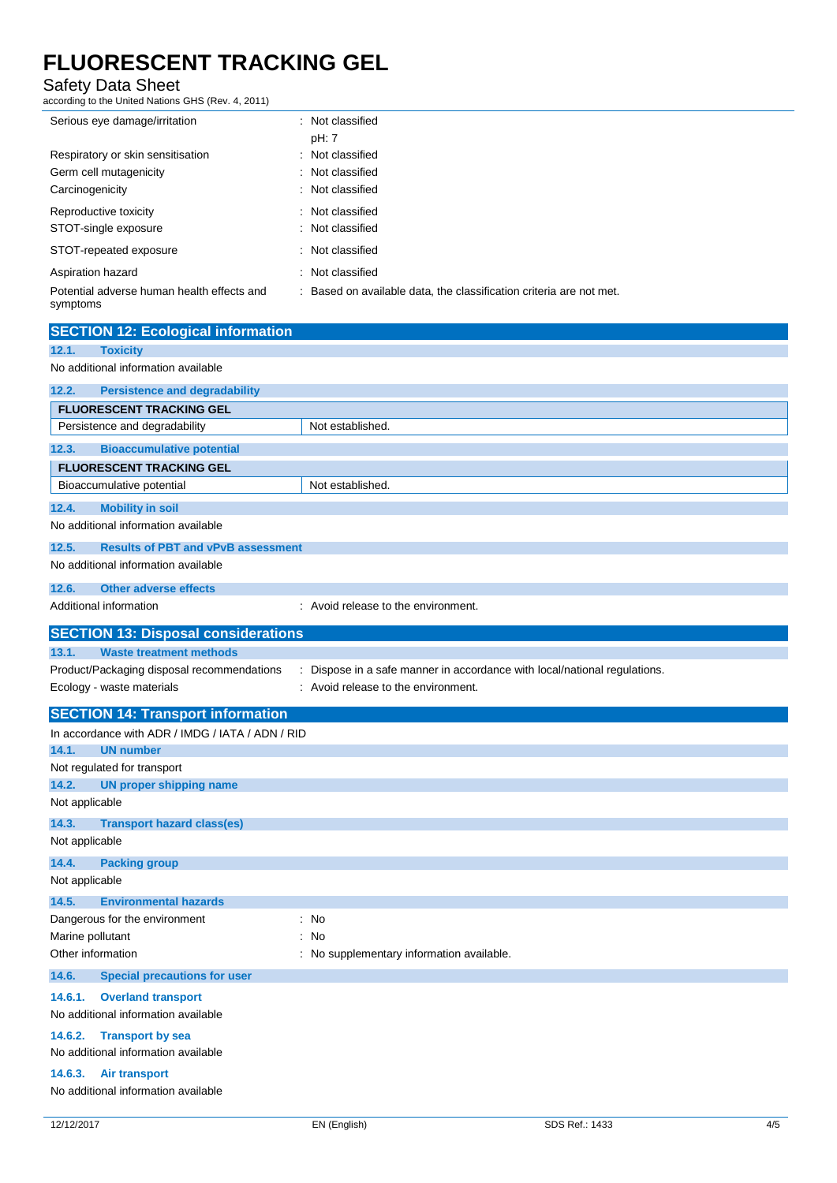| | |
|---|---|
| Serious eye damage/irritation | : Not classified<br>pH: 7 |
| Respiratory or skin sensitisation | : Not classified |
| Germ cell mutagenicity | : Not classified |
| Carcinogenicity | : Not classified |
| Reproductive toxicity | : Not classified |
| STOT-single exposure | : Not classified |
| STOT-repeated exposure | : Not classified |
| Aspiration hazard | : Not classified |
| Potential adverse human health effects and symptoms | : Based on available data, the classification criteria are not met. |

## SECTION 12: Ecological information

### 12.1. Toxicity

No additional information available

### 12.2. Persistence and degradability

| FLUORESCENT TRACKING GEL | |
|---|---|
| Persistence and degradability | Not established. |

### 12.3. Bioaccumulative potential

| FLUORESCENT TRACKING GEL | |
|---|---|
| Bioaccumulative potential | Not established. |

### 12.4. Mobility in soil

No additional information available

### 12.5. Results of PBT and vPvB assessment

No additional information available

### 12.6. Other adverse effects

Additional information : Avoid release to the environment.

## SECTION 13: Disposal considerations

### 13.1. Waste treatment methods

| | |
|---|---|
| Product/Packaging disposal recommendations | : Dispose in a safe manner in accordance with local/national regulations. |
| Ecology - waste materials | : Avoid release to the environment. |

## SECTION 14: Transport information

In accordance with ADR / IMDG / IATA / ADN / RID

### 14.1. UN number

Not regulated for transport

### 14.2. UN proper shipping name

Not applicable

### 14.3. Transport hazard class(es)

Not applicable

### 14.4. Packing group

Not applicable

### 14.5. Environmental hazards

| | |
|---|---|
| Dangerous for the environment | : No |
| Marine pollutant | : No |
| Other information | : No supplementary information available. |

### 14.6. Special precautions for user

#### 14.6.1. Overland transport

No additional information available

#### 14.6.2. Transport by sea

No additional information available

#### 14.6.3. Air transport

No additional information available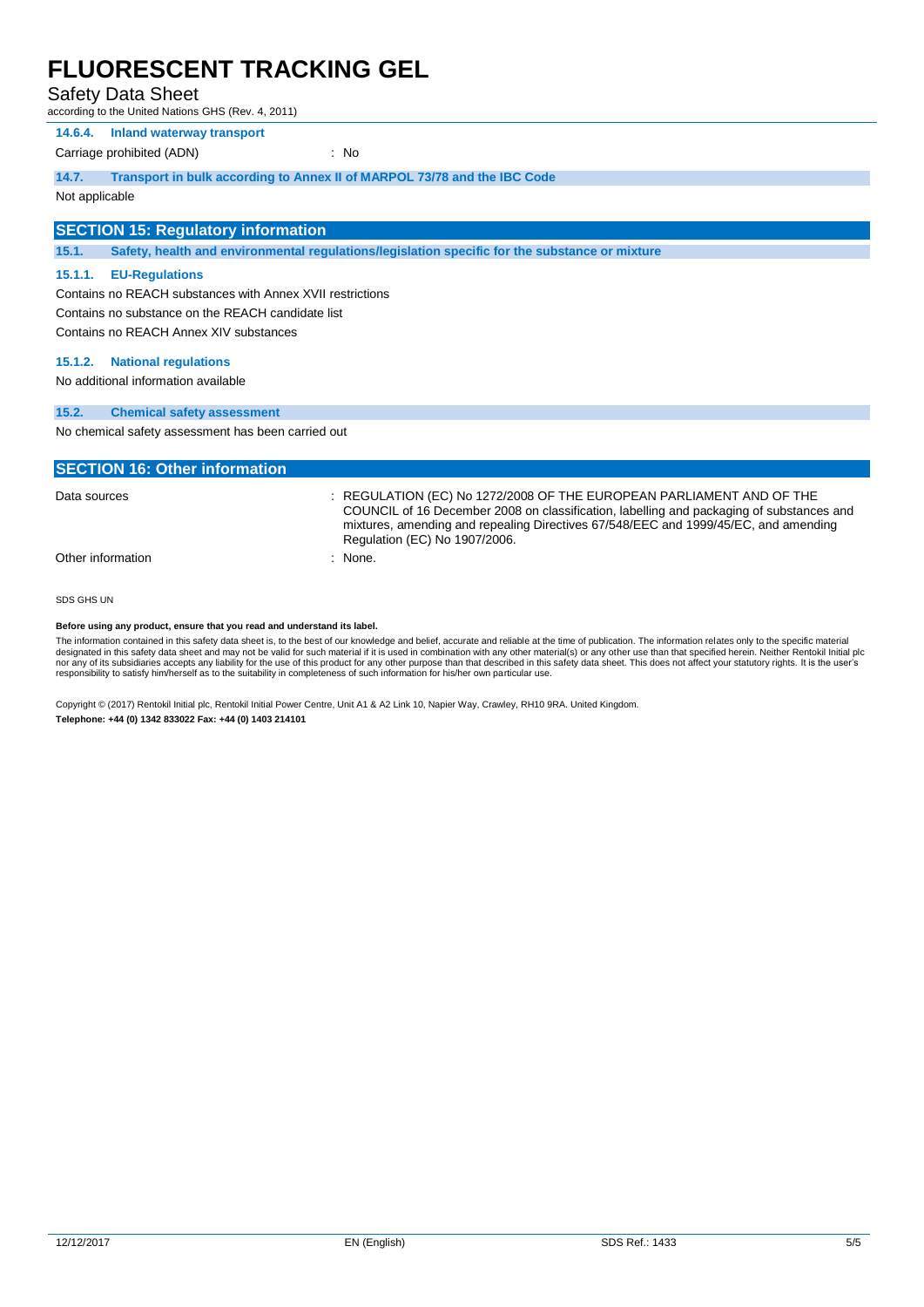#### 14.6.4. Inland waterway transport

Carriage prohibited (ADN) : No

#### 14.7. Transport in bulk according to Annex II of MARPOL 73/78 and the IBC Code

Not applicable

## SECTION 15: Regulatory information

### 15.1. Safety, health and environmental regulations/legislation specific for the substance or mixture

#### 15.1.1. EU-Regulations

Contains no REACH substances with Annex XVII restrictions

Contains no substance on the REACH candidate list

Contains no REACH Annex XIV substances

#### 15.1.2. National regulations

No additional information available

### 15.2. Chemical safety assessment

No chemical safety assessment has been carried out

## SECTION 16: Other information

Data sources : REGULATION (EC) No 1272/2008 OF THE EUROPEAN PARLIAMENT AND OF THE COUNCIL of 16 December 2008 on classification, labelling and packaging of substances and mixtures, amending and repealing Directives 67/548/EEC and 1999/45/EC, and amending Regulation (EC) No 1907/2006.

Other information : None.

SDS GHS UN

**Before using any product, ensure that you read and understand its label.**

The information contained in this safety data sheet is, to the best of our knowledge and belief, accurate and reliable at the time of publication. The information relates only to the specific material designated in this safety data sheet and may not be valid for such material if it is used in combination with any other material(s) or any other use than that specified herein. Neither Rentokil Initial plc nor any of its subsidiaries accepts any liability for the use of this product for any other purpose than that described in this safety data sheet. This does not affect your statutory rights. It is the user's responsibility to satisfy him/herself as to the suitability in completeness of such information for his/her own particular use.

Copyright © (2017) Rentokil Initial plc, Rentokil Initial Power Centre, Unit A1 & A2 Link 10, Napier Way, Crawley, RH10 9RA. United Kingdom.

**Telephone: +44 (0) 1342 833022 Fax: +44 (0) 1403 214101**